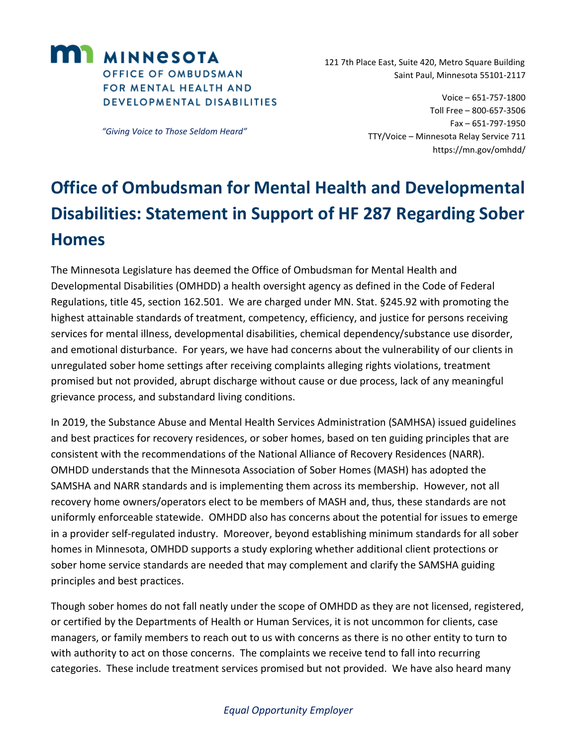MINNESOTA
OFFICE OF OMBUDSMAN
FOR MENTAL HEALTH AND
DEVELOPMENTAL DISABILITIES

*"Giving Voice to Those Seldom Heard"*

121 7th Place East, Suite 420, Metro Square Building
Saint Paul, Minnesota 55101-2117

Voice – 651-757-1800
Toll Free – 800-657-3506
Fax – 651-797-1950
TTY/Voice – Minnesota Relay Service 711
https://mn.gov/omhdd/

# Office of Ombudsman for Mental Health and Developmental Disabilities: Statement in Support of HF 287 Regarding Sober Homes

The Minnesota Legislature has deemed the Office of Ombudsman for Mental Health and Developmental Disabilities (OMHDD) a health oversight agency as defined in the Code of Federal Regulations, title 45, section 162.501. We are charged under MN. Stat. §245.92 with promoting the highest attainable standards of treatment, competency, efficiency, and justice for persons receiving services for mental illness, developmental disabilities, chemical dependency/substance use disorder, and emotional disturbance. For years, we have had concerns about the vulnerability of our clients in unregulated sober home settings after receiving complaints alleging rights violations, treatment promised but not provided, abrupt discharge without cause or due process, lack of any meaningful grievance process, and substandard living conditions.

In 2019, the Substance Abuse and Mental Health Services Administration (SAMHSA) issued guidelines and best practices for recovery residences, or sober homes, based on ten guiding principles that are consistent with the recommendations of the National Alliance of Recovery Residences (NARR). OMHDD understands that the Minnesota Association of Sober Homes (MASH) has adopted the SAMSHA and NARR standards and is implementing them across its membership. However, not all recovery home owners/operators elect to be members of MASH and, thus, these standards are not uniformly enforceable statewide. OMHDD also has concerns about the potential for issues to emerge in a provider self-regulated industry. Moreover, beyond establishing minimum standards for all sober homes in Minnesota, OMHDD supports a study exploring whether additional client protections or sober home service standards are needed that may complement and clarify the SAMSHA guiding principles and best practices.

Though sober homes do not fall neatly under the scope of OMHDD as they are not licensed, registered, or certified by the Departments of Health or Human Services, it is not uncommon for clients, case managers, or family members to reach out to us with concerns as there is no other entity to turn to with authority to act on those concerns. The complaints we receive tend to fall into recurring categories. These include treatment services promised but not provided. We have also heard many

*Equal Opportunity Employer*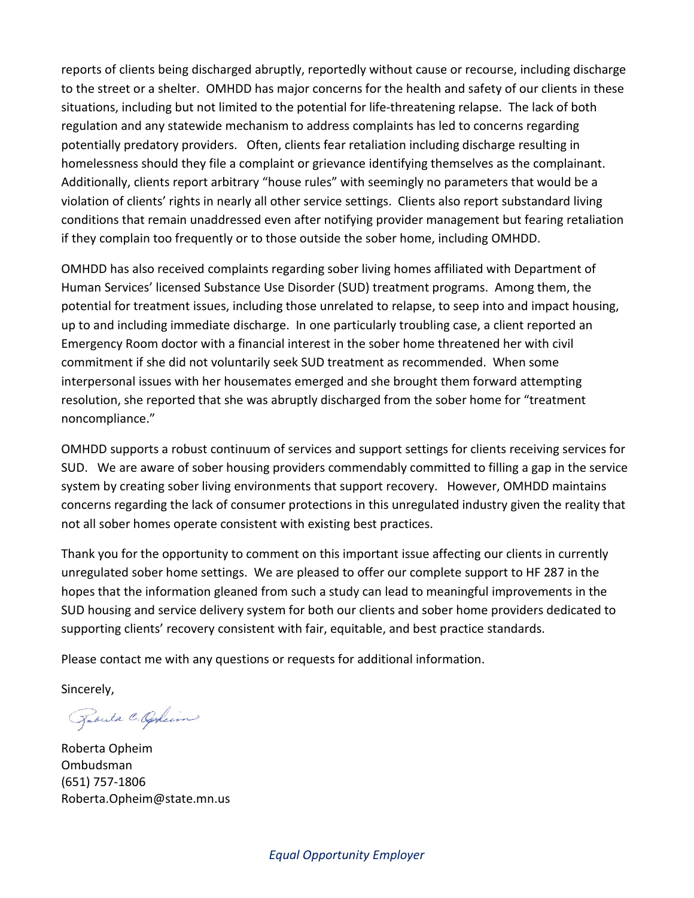reports of clients being discharged abruptly, reportedly without cause or recourse, including discharge to the street or a shelter. OMHDD has major concerns for the health and safety of our clients in these situations, including but not limited to the potential for life-threatening relapse. The lack of both regulation and any statewide mechanism to address complaints has led to concerns regarding potentially predatory providers. Often, clients fear retaliation including discharge resulting in homelessness should they file a complaint or grievance identifying themselves as the complainant. Additionally, clients report arbitrary "house rules" with seemingly no parameters that would be a violation of clients' rights in nearly all other service settings. Clients also report substandard living conditions that remain unaddressed even after notifying provider management but fearing retaliation if they complain too frequently or to those outside the sober home, including OMHDD.

OMHDD has also received complaints regarding sober living homes affiliated with Department of Human Services' licensed Substance Use Disorder (SUD) treatment programs. Among them, the potential for treatment issues, including those unrelated to relapse, to seep into and impact housing, up to and including immediate discharge. In one particularly troubling case, a client reported an Emergency Room doctor with a financial interest in the sober home threatened her with civil commitment if she did not voluntarily seek SUD treatment as recommended. When some interpersonal issues with her housemates emerged and she brought them forward attempting resolution, she reported that she was abruptly discharged from the sober home for "treatment noncompliance."

OMHDD supports a robust continuum of services and support settings for clients receiving services for SUD. We are aware of sober housing providers commendably committed to filling a gap in the service system by creating sober living environments that support recovery. However, OMHDD maintains concerns regarding the lack of consumer protections in this unregulated industry given the reality that not all sober homes operate consistent with existing best practices.

Thank you for the opportunity to comment on this important issue affecting our clients in currently unregulated sober home settings. We are pleased to offer our complete support to HF 287 in the hopes that the information gleaned from such a study can lead to meaningful improvements in the SUD housing and service delivery system for both our clients and sober home providers dedicated to supporting clients' recovery consistent with fair, equitable, and best practice standards.

Please contact me with any questions or requests for additional information.

Sincerely,

Roberta Opheim
Ombudsman
(651) 757-1806
Roberta.Opheim@state.mn.us

*Equal Opportunity Employer*